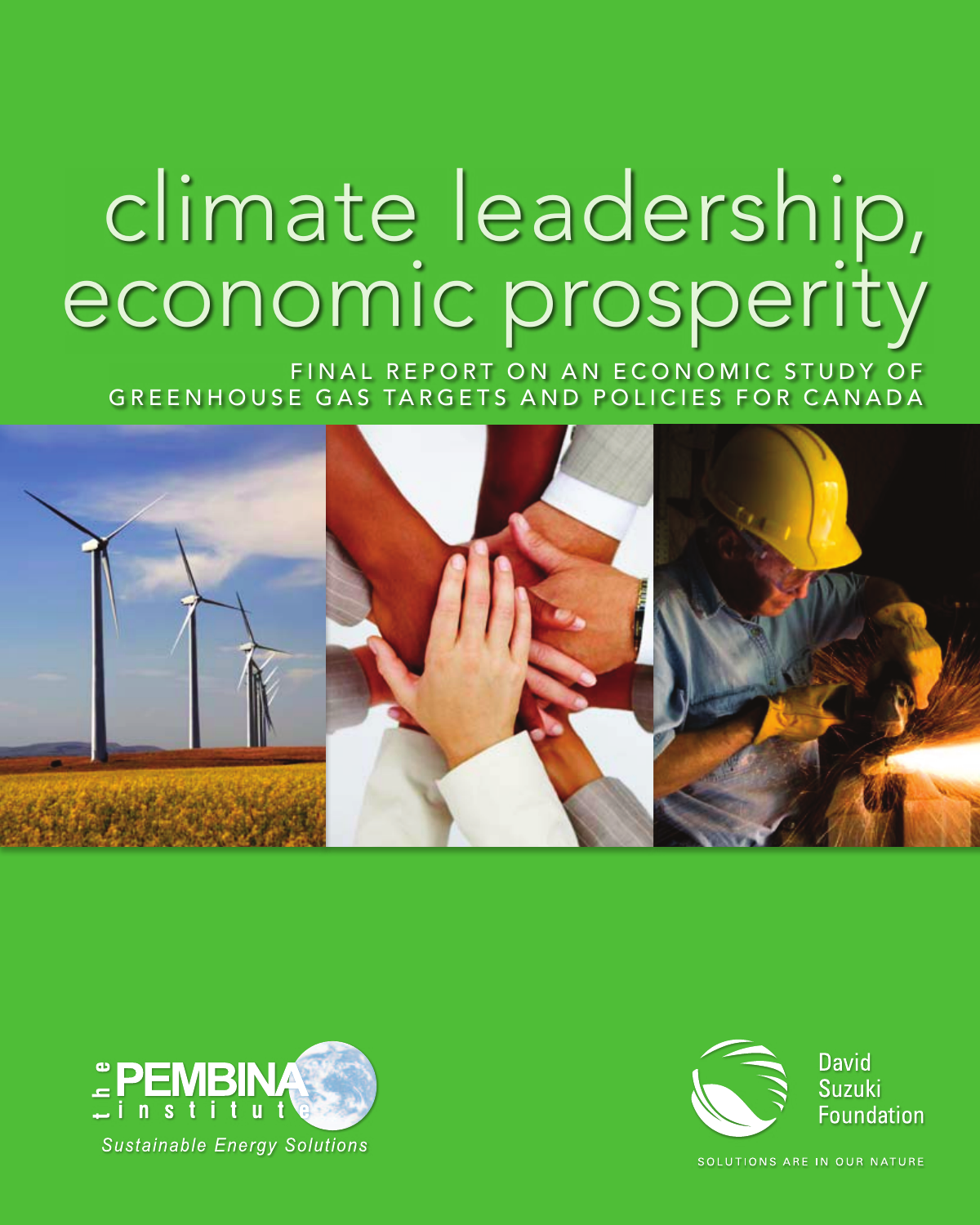# climate leadership, economic prosperity

FINAL REPORT ON AN ECONOMIC STUDY OF GREENHOUSE GAS TARGETS AND POLICIES FOR CANADA

the PEMBINA institute

*Sustainable Energy Solutions*

David Suzuki Foundation

SOLUTIONS ARE IN OUR NATURE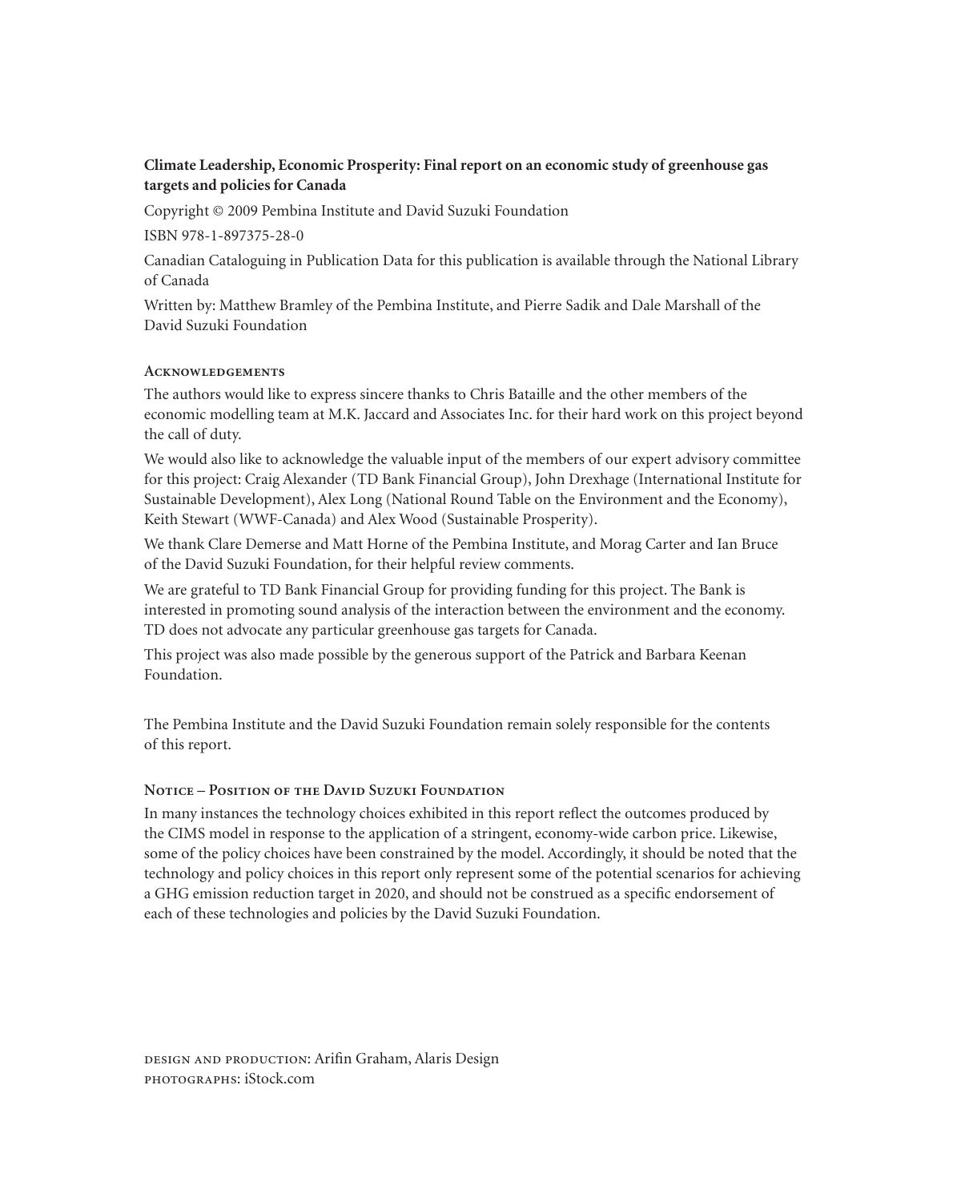**Climate Leadership, Economic Prosperity: Final report on an economic study of greenhouse gas targets and policies for Canada**

Copyright © 2009 Pembina Institute and David Suzuki Foundation

ISBN 978-1-897375-28-0

Canadian Cataloguing in Publication Data for this publication is available through the National Library of Canada

Written by: Matthew Bramley of the Pembina Institute, and Pierre Sadik and Dale Marshall of the David Suzuki Foundation

### Acknowledgements

The authors would like to express sincere thanks to Chris Bataille and the other members of the economic modelling team at M.K. Jaccard and Associates Inc. for their hard work on this project beyond the call of duty.

We would also like to acknowledge the valuable input of the members of our expert advisory committee for this project: Craig Alexander (TD Bank Financial Group), John Drexhage (International Institute for Sustainable Development), Alex Long (National Round Table on the Environment and the Economy), Keith Stewart (WWF-Canada) and Alex Wood (Sustainable Prosperity).

We thank Clare Demerse and Matt Horne of the Pembina Institute, and Morag Carter and Ian Bruce of the David Suzuki Foundation, for their helpful review comments.

We are grateful to TD Bank Financial Group for providing funding for this project. The Bank is interested in promoting sound analysis of the interaction between the environment and the economy. TD does not advocate any particular greenhouse gas targets for Canada.

This project was also made possible by the generous support of the Patrick and Barbara Keenan Foundation.

The Pembina Institute and the David Suzuki Foundation remain solely responsible for the contents of this report.

### Notice – Position of the David Suzuki Foundation

In many instances the technology choices exhibited in this report reflect the outcomes produced by the CIMS model in response to the application of a stringent, economy-wide carbon price. Likewise, some of the policy choices have been constrained by the model. Accordingly, it should be noted that the technology and policy choices in this report only represent some of the potential scenarios for achieving a GHG emission reduction target in 2020, and should not be construed as a specific endorsement of each of these technologies and policies by the David Suzuki Foundation.

Design and production: Arifin Graham, Alaris Design
Photographs: iStock.com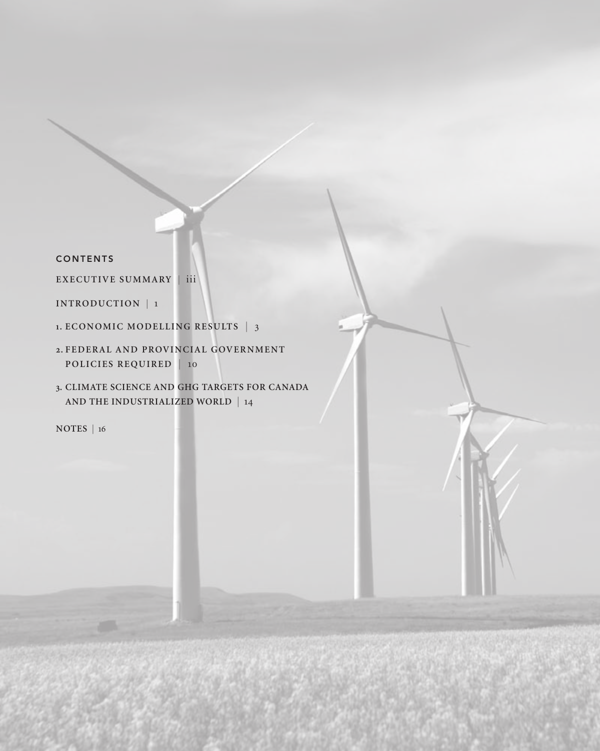## CONTENTS

EXECUTIVE SUMMARY | iii

INTRODUCTION | 1

1. ECONOMIC MODELLING RESULTS | 3
2. FEDERAL AND PROVINCIAL GOVERNMENT POLICIES REQUIRED | 10
3. CLIMATE SCIENCE AND GHG TARGETS FOR CANADA AND THE INDUSTRIALIZED WORLD | 14

NOTES | 16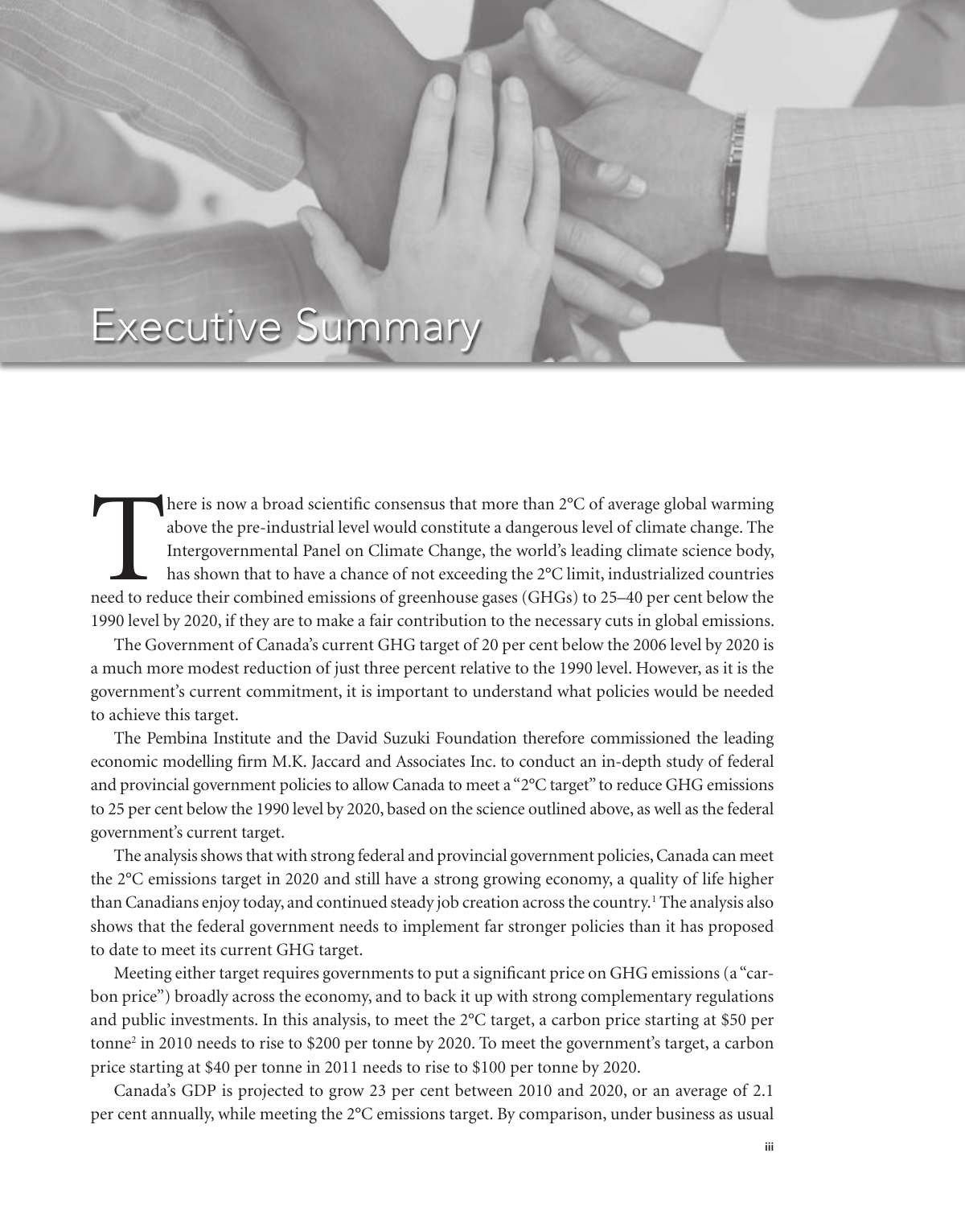# Executive Summary

There is now a broad scientific consensus that more than 2°C of average global warming above the pre-industrial level would constitute a dangerous level of climate change. The Intergovernmental Panel on Climate Change, the world's leading climate science body, has shown that to have a chance of not exceeding the 2°C limit, industrialized countries need to reduce their combined emissions of greenhouse gases (GHGs) to 25–40 per cent below the 1990 level by 2020, if they are to make a fair contribution to the necessary cuts in global emissions.

The Government of Canada's current GHG target of 20 per cent below the 2006 level by 2020 is a much more modest reduction of just three percent relative to the 1990 level. However, as it is the government's current commitment, it is important to understand what policies would be needed to achieve this target.

The Pembina Institute and the David Suzuki Foundation therefore commissioned the leading economic modelling firm M.K. Jaccard and Associates Inc. to conduct an in-depth study of federal and provincial government policies to allow Canada to meet a "2°C target" to reduce GHG emissions to 25 per cent below the 1990 level by 2020, based on the science outlined above, as well as the federal government's current target.

The analysis shows that with strong federal and provincial government policies, Canada can meet the 2°C emissions target in 2020 and still have a strong growing economy, a quality of life higher than Canadians enjoy today, and continued steady job creation across the country.[1] The analysis also shows that the federal government needs to implement far stronger policies than it has proposed to date to meet its current GHG target.

Meeting either target requires governments to put a significant price on GHG emissions (a "carbon price") broadly across the economy, and to back it up with strong complementary regulations and public investments. In this analysis, to meet the 2°C target, a carbon price starting at $50 per tonne[2] in 2010 needs to rise to $200 per tonne by 2020. To meet the government's target, a carbon price starting at $40 per tonne in 2011 needs to rise to $100 per tonne by 2020.

Canada's GDP is projected to grow 23 per cent between 2010 and 2020, or an average of 2.1 per cent annually, while meeting the 2°C emissions target. By comparison, under business as usual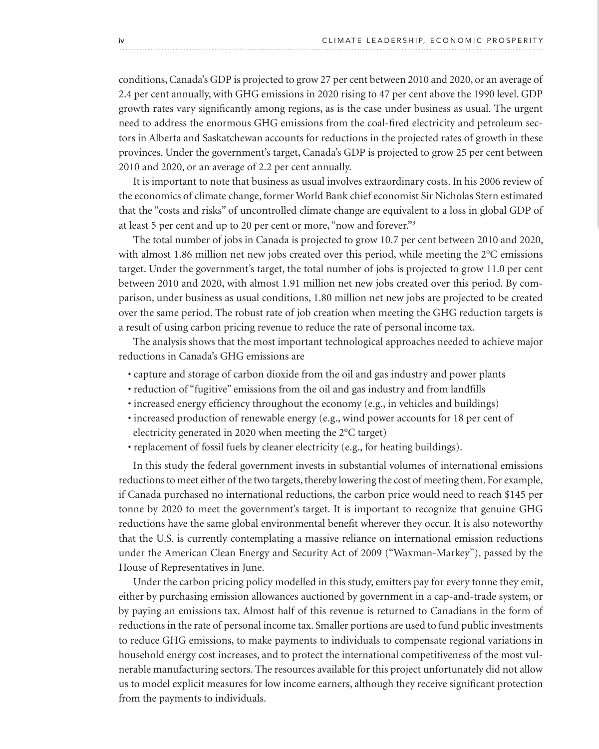conditions, Canada's GDP is projected to grow 27 per cent between 2010 and 2020, or an average of 2.4 per cent annually, with GHG emissions in 2020 rising to 47 per cent above the 1990 level. GDP growth rates vary significantly among regions, as is the case under business as usual. The urgent need to address the enormous GHG emissions from the coal-fired electricity and petroleum sectors in Alberta and Saskatchewan accounts for reductions in the projected rates of growth in these provinces. Under the government's target, Canada's GDP is projected to grow 25 per cent between 2010 and 2020, or an average of 2.2 per cent annually.

It is important to note that business as usual involves extraordinary costs. In his 2006 review of the economics of climate change, former World Bank chief economist Sir Nicholas Stern estimated that the "costs and risks" of uncontrolled climate change are equivalent to a loss in global GDP of at least 5 per cent and up to 20 per cent or more, "now and forever."[3]

The total number of jobs in Canada is projected to grow 10.7 per cent between 2010 and 2020, with almost 1.86 million net new jobs created over this period, while meeting the 2°C emissions target. Under the government's target, the total number of jobs is projected to grow 11.0 per cent between 2010 and 2020, with almost 1.91 million net new jobs created over this period. By comparison, under business as usual conditions, 1.80 million net new jobs are projected to be created over the same period. The robust rate of job creation when meeting the GHG reduction targets is a result of using carbon pricing revenue to reduce the rate of personal income tax.

The analysis shows that the most important technological approaches needed to achieve major reductions in Canada's GHG emissions are

- capture and storage of carbon dioxide from the oil and gas industry and power plants
- reduction of "fugitive" emissions from the oil and gas industry and from landfills
- increased energy efficiency throughout the economy (e.g., in vehicles and buildings)
- increased production of renewable energy (e.g., wind power accounts for 18 per cent of electricity generated in 2020 when meeting the 2°C target)
- replacement of fossil fuels by cleaner electricity (e.g., for heating buildings).

In this study the federal government invests in substantial volumes of international emissions reductions to meet either of the two targets, thereby lowering the cost of meeting them. For example, if Canada purchased no international reductions, the carbon price would need to reach $145 per tonne by 2020 to meet the government's target. It is important to recognize that genuine GHG reductions have the same global environmental benefit wherever they occur. It is also noteworthy that the U.S. is currently contemplating a massive reliance on international emission reductions under the American Clean Energy and Security Act of 2009 ("Waxman-Markey"), passed by the House of Representatives in June.

Under the carbon pricing policy modelled in this study, emitters pay for every tonne they emit, either by purchasing emission allowances auctioned by government in a cap-and-trade system, or by paying an emissions tax. Almost half of this revenue is returned to Canadians in the form of reductions in the rate of personal income tax. Smaller portions are used to fund public investments to reduce GHG emissions, to make payments to individuals to compensate regional variations in household energy cost increases, and to protect the international competitiveness of the most vulnerable manufacturing sectors. The resources available for this project unfortunately did not allow us to model explicit measures for low income earners, although they receive significant protection from the payments to individuals.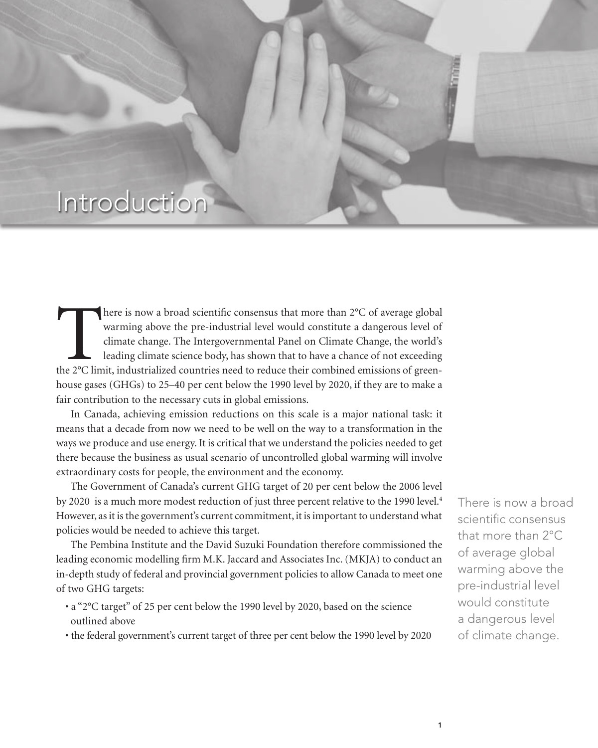# Introduction

There is now a broad scientific consensus that more than 2°C of average global warming above the pre-industrial level would constitute a dangerous level of climate change. The Intergovernmental Panel on Climate Change, the world's leading climate science body, has shown that to have a chance of not exceeding the 2°C limit, industrialized countries need to reduce their combined emissions of greenhouse gases (GHGs) to 25–40 per cent below the 1990 level by 2020, if they are to make a fair contribution to the necessary cuts in global emissions.

In Canada, achieving emission reductions on this scale is a major national task: it means that a decade from now we need to be well on the way to a transformation in the ways we produce and use energy. It is critical that we understand the policies needed to get there because the business as usual scenario of uncontrolled global warming will involve extraordinary costs for people, the environment and the economy.

The Government of Canada's current GHG target of 20 per cent below the 2006 level by 2020 is a much more modest reduction of just three percent relative to the 1990 level.[4] However, as it is the government's current commitment, it is important to understand what policies would be needed to achieve this target.

The Pembina Institute and the David Suzuki Foundation therefore commissioned the leading economic modelling firm M.K. Jaccard and Associates Inc. (MKJA) to conduct an in-depth study of federal and provincial government policies to allow Canada to meet one of two GHG targets:

- a "2°C target" of 25 per cent below the 1990 level by 2020, based on the science outlined above
- the federal government's current target of three per cent below the 1990 level by 2020

There is now a broad scientific consensus that more than 2°C of average global warming above the pre-industrial level would constitute a dangerous level of climate change.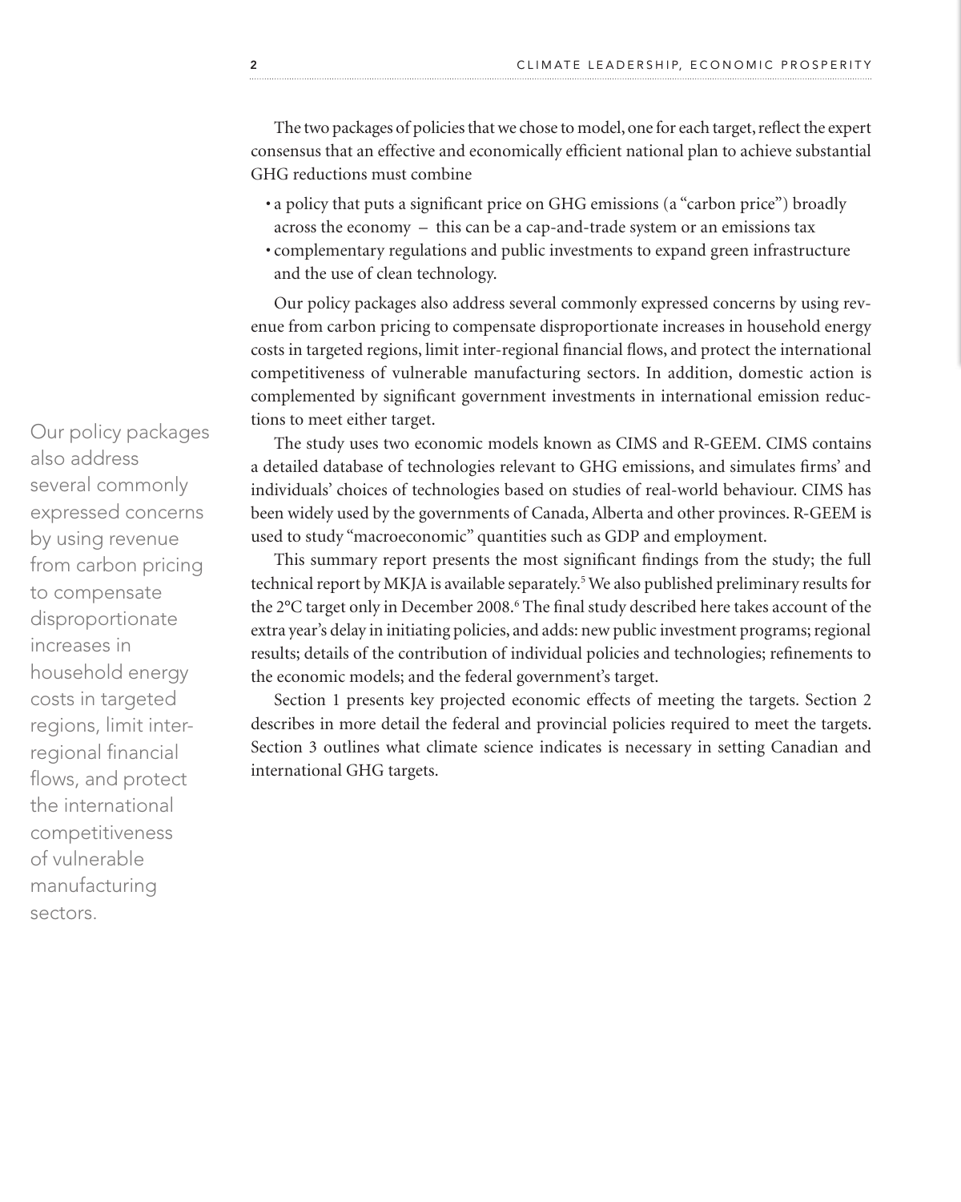The two packages of policies that we chose to model, one for each target, reflect the expert consensus that an effective and economically efficient national plan to achieve substantial GHG reductions must combine

- a policy that puts a significant price on GHG emissions (a "carbon price") broadly across the economy – this can be a cap-and-trade system or an emissions tax
- complementary regulations and public investments to expand green infrastructure and the use of clean technology.

Our policy packages also address several commonly expressed concerns by using revenue from carbon pricing to compensate disproportionate increases in household energy costs in targeted regions, limit inter-regional financial flows, and protect the international competitiveness of vulnerable manufacturing sectors. In addition, domestic action is complemented by significant government investments in international emission reductions to meet either target.

Our policy packages also address several commonly expressed concerns by using revenue from carbon pricing to compensate disproportionate increases in household energy costs in targeted regions, limit inter-regional financial flows, and protect the international competitiveness of vulnerable manufacturing sectors.

The study uses two economic models known as CIMS and R-GEEM. CIMS contains a detailed database of technologies relevant to GHG emissions, and simulates firms' and individuals' choices of technologies based on studies of real-world behaviour. CIMS has been widely used by the governments of Canada, Alberta and other provinces. R-GEEM is used to study "macroeconomic" quantities such as GDP and employment.

This summary report presents the most significant findings from the study; the full technical report by MKJA is available separately.[5] We also published preliminary results for the 2°C target only in December 2008.[6] The final study described here takes account of the extra year's delay in initiating policies, and adds: new public investment programs; regional results; details of the contribution of individual policies and technologies; refinements to the economic models; and the federal government's target.

Section 1 presents key projected economic effects of meeting the targets. Section 2 describes in more detail the federal and provincial policies required to meet the targets. Section 3 outlines what climate science indicates is necessary in setting Canadian and international GHG targets.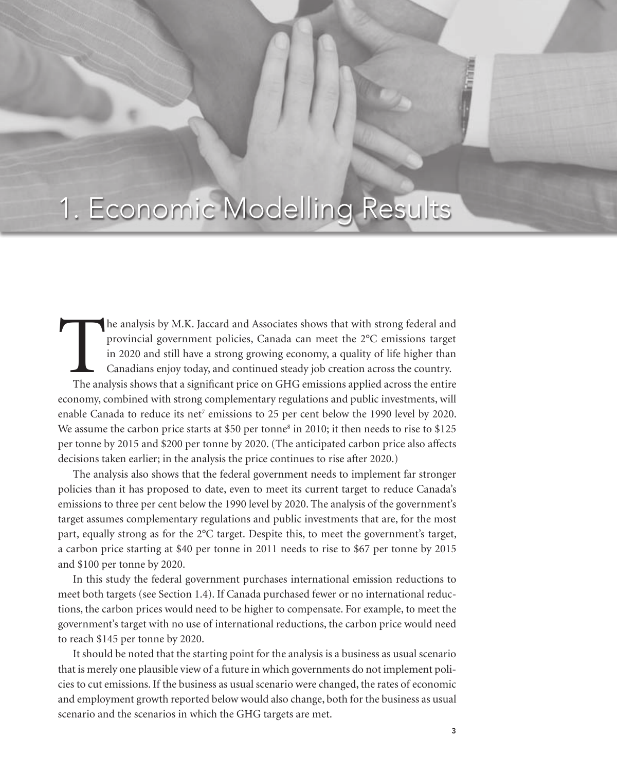# 1. Economic Modelling Results

The analysis by M.K. Jaccard and Associates shows that with strong federal and provincial government policies, Canada can meet the 2°C emissions target in 2020 and still have a strong growing economy, a quality of life higher than Canadians enjoy today, and continued steady job creation across the country.

The analysis shows that a significant price on GHG emissions applied across the entire economy, combined with strong complementary regulations and public investments, will enable Canada to reduce its net[7] emissions to 25 per cent below the 1990 level by 2020. We assume the carbon price starts at $50 per tonne[8] in 2010; it then needs to rise to $125 per tonne by 2015 and $200 per tonne by 2020. (The anticipated carbon price also affects decisions taken earlier; in the analysis the price continues to rise after 2020.)

The analysis also shows that the federal government needs to implement far stronger policies than it has proposed to date, even to meet its current target to reduce Canada's emissions to three per cent below the 1990 level by 2020. The analysis of the government's target assumes complementary regulations and public investments that are, for the most part, equally strong as for the 2°C target. Despite this, to meet the government's target, a carbon price starting at $40 per tonne in 2011 needs to rise to $67 per tonne by 2015 and $100 per tonne by 2020.

In this study the federal government purchases international emission reductions to meet both targets (see Section 1.4). If Canada purchased fewer or no international reductions, the carbon prices would need to be higher to compensate. For example, to meet the government's target with no use of international reductions, the carbon price would need to reach $145 per tonne by 2020.

It should be noted that the starting point for the analysis is a business as usual scenario that is merely one plausible view of a future in which governments do not implement policies to cut emissions. If the business as usual scenario were changed, the rates of economic and employment growth reported below would also change, both for the business as usual scenario and the scenarios in which the GHG targets are met.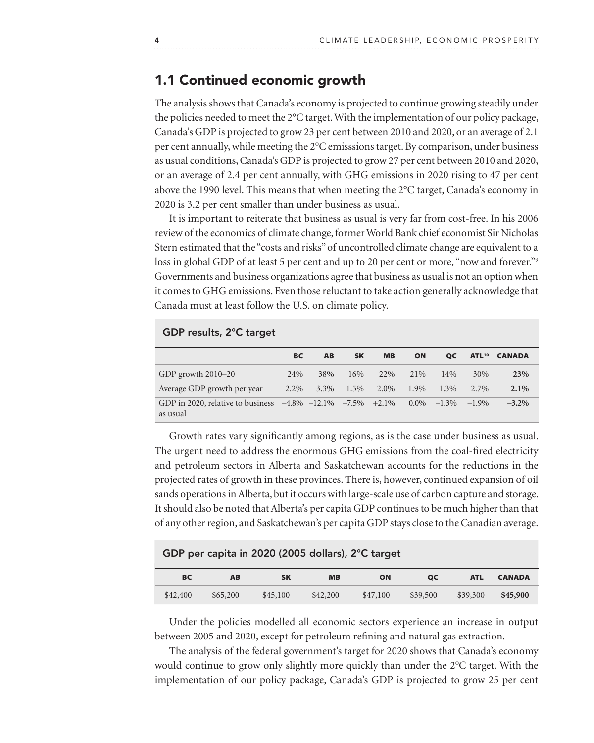## 1.1 Continued economic growth

The analysis shows that Canada's economy is projected to continue growing steadily under the policies needed to meet the 2°C target. With the implementation of our policy package, Canada's GDP is projected to grow 23 per cent between 2010 and 2020, or an average of 2.1 per cent annually, while meeting the 2°C emisssions target. By comparison, under business as usual conditions, Canada's GDP is projected to grow 27 per cent between 2010 and 2020, or an average of 2.4 per cent annually, with GHG emissions in 2020 rising to 47 per cent above the 1990 level. This means that when meeting the 2°C target, Canada's economy in 2020 is 3.2 per cent smaller than under business as usual.

It is important to reiterate that business as usual is very far from cost-free. In his 2006 review of the economics of climate change, former World Bank chief economist Sir Nicholas Stern estimated that the "costs and risks" of uncontrolled climate change are equivalent to a loss in global GDP of at least 5 per cent and up to 20 per cent or more, "now and forever."[9] Governments and business organizations agree that business as usual is not an option when it comes to GHG emissions. Even those reluctant to take action generally acknowledge that Canada must at least follow the U.S. on climate policy.

**GDP results, 2°C target**

| | BC | AB | SK | MB | ON | QC | ATL[10] | CANADA |
|---|---|---|---|---|---|---|---|---|
| GDP growth 2010–20 | 24% | 38% | 16% | 22% | 21% | 14% | 30% | **23%** |
| Average GDP growth per year | 2.2% | 3.3% | 1.5% | 2.0% | 1.9% | 1.3% | 2.7% | **2.1%** |
| GDP in 2020, relative to business as usual | –4.8% | –12.1% | –7.5% | +2.1% | 0.0% | –1.3% | –1.9% | **–3.2%** |

Growth rates vary significantly among regions, as is the case under business as usual. The urgent need to address the enormous GHG emissions from the coal-fired electricity and petroleum sectors in Alberta and Saskatchewan accounts for the reductions in the projected rates of growth in these provinces. There is, however, continued expansion of oil sands operations in Alberta, but it occurs with large-scale use of carbon capture and storage. It should also be noted that Alberta's per capita GDP continues to be much higher than that of any other region, and Saskatchewan's per capita GDP stays close to the Canadian average.

**GDP per capita in 2020 (2005 dollars), 2°C target**

| BC | AB | SK | MB | ON | QC | ATL | CANADA |
|---|---|---|---|---|---|---|---|
| $42,400 | $65,200 | $45,100 | $42,200 | $47,100 | $39,500 | $39,300 | **$45,900** |

Under the policies modelled all economic sectors experience an increase in output between 2005 and 2020, except for petroleum refining and natural gas extraction.

The analysis of the federal government's target for 2020 shows that Canada's economy would continue to grow only slightly more quickly than under the 2°C target. With the implementation of our policy package, Canada's GDP is projected to grow 25 per cent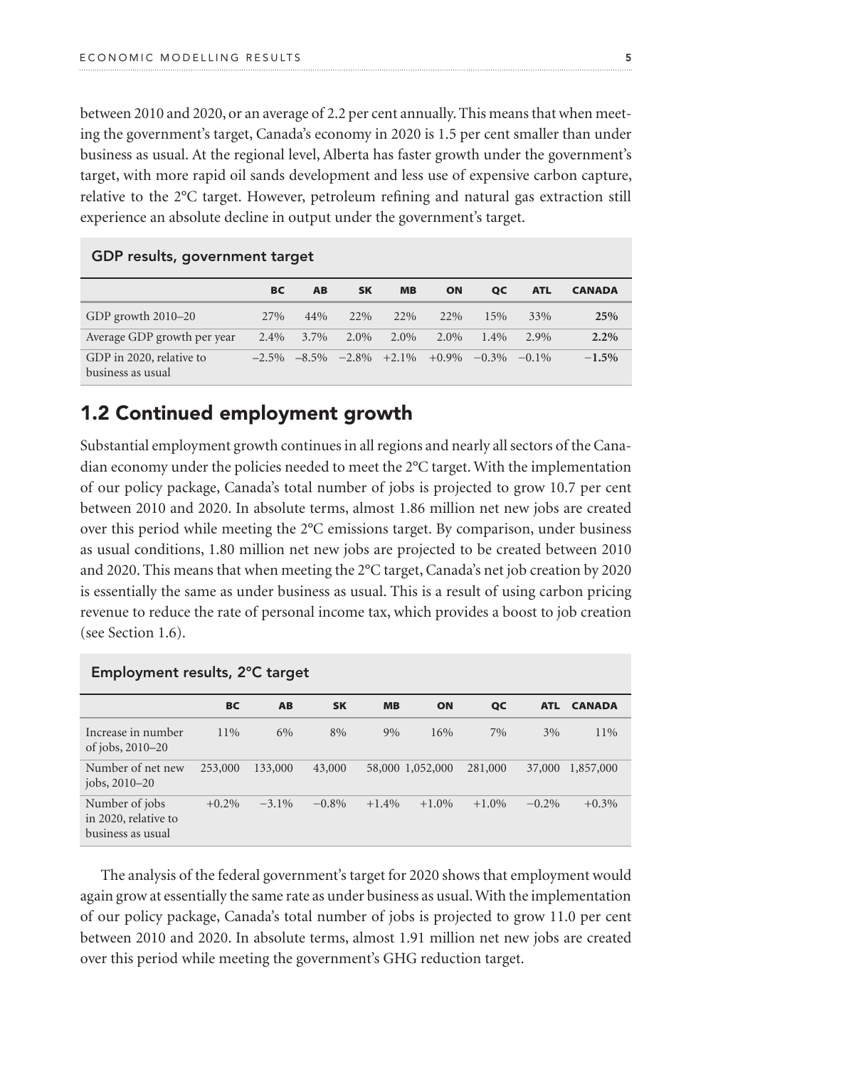between 2010 and 2020, or an average of 2.2 per cent annually. This means that when meeting the government's target, Canada's economy in 2020 is 1.5 per cent smaller than under business as usual. At the regional level, Alberta has faster growth under the government's target, with more rapid oil sands development and less use of expensive carbon capture, relative to the 2°C target. However, petroleum refining and natural gas extraction still experience an absolute decline in output under the government's target.

**GDP results, government target**

| | BC | AB | SK | MB | ON | QC | ATL | CANADA |
|---|---|---|---|---|---|---|---|---|
| GDP growth 2010–20 | 27% | 44% | 22% | 22% | 22% | 15% | 33% | **25%** |
| Average GDP growth per year | 2.4% | 3.7% | 2.0% | 2.0% | 2.0% | 1.4% | 2.9% | **2.2%** |
| GDP in 2020, relative to business as usual | –2.5% | –8.5% | –2.8% | +2.1% | +0.9% | –0.3% | –0.1% | **–1.5%** |

## 1.2 Continued employment growth

Substantial employment growth continues in all regions and nearly all sectors of the Canadian economy under the policies needed to meet the 2°C target. With the implementation of our policy package, Canada's total number of jobs is projected to grow 10.7 per cent between 2010 and 2020. In absolute terms, almost 1.86 million net new jobs are created over this period while meeting the 2°C emissions target. By comparison, under business as usual conditions, 1.80 million net new jobs are projected to be created between 2010 and 2020. This means that when meeting the 2°C target, Canada's net job creation by 2020 is essentially the same as under business as usual. This is a result of using carbon pricing revenue to reduce the rate of personal income tax, which provides a boost to job creation (see Section 1.6).

**Employment results, 2°C target**

| | BC | AB | SK | MB | ON | QC | ATL | CANADA |
|---|---|---|---|---|---|---|---|---|
| Increase in number of jobs, 2010–20 | 11% | 6% | 8% | 9% | 16% | 7% | 3% | 11% |
| Number of net new jobs, 2010–20 | 253,000 | 133,000 | 43,000 | 58,000 | 1,052,000 | 281,000 | 37,000 | 1,857,000 |
| Number of jobs in 2020, relative to business as usual | +0.2% | –3.1% | –0.8% | +1.4% | +1.0% | +1.0% | –0.2% | +0.3% |

The analysis of the federal government's target for 2020 shows that employment would again grow at essentially the same rate as under business as usual. With the implementation of our policy package, Canada's total number of jobs is projected to grow 11.0 per cent between 2010 and 2020. In absolute terms, almost 1.91 million net new jobs are created over this period while meeting the government's GHG reduction target.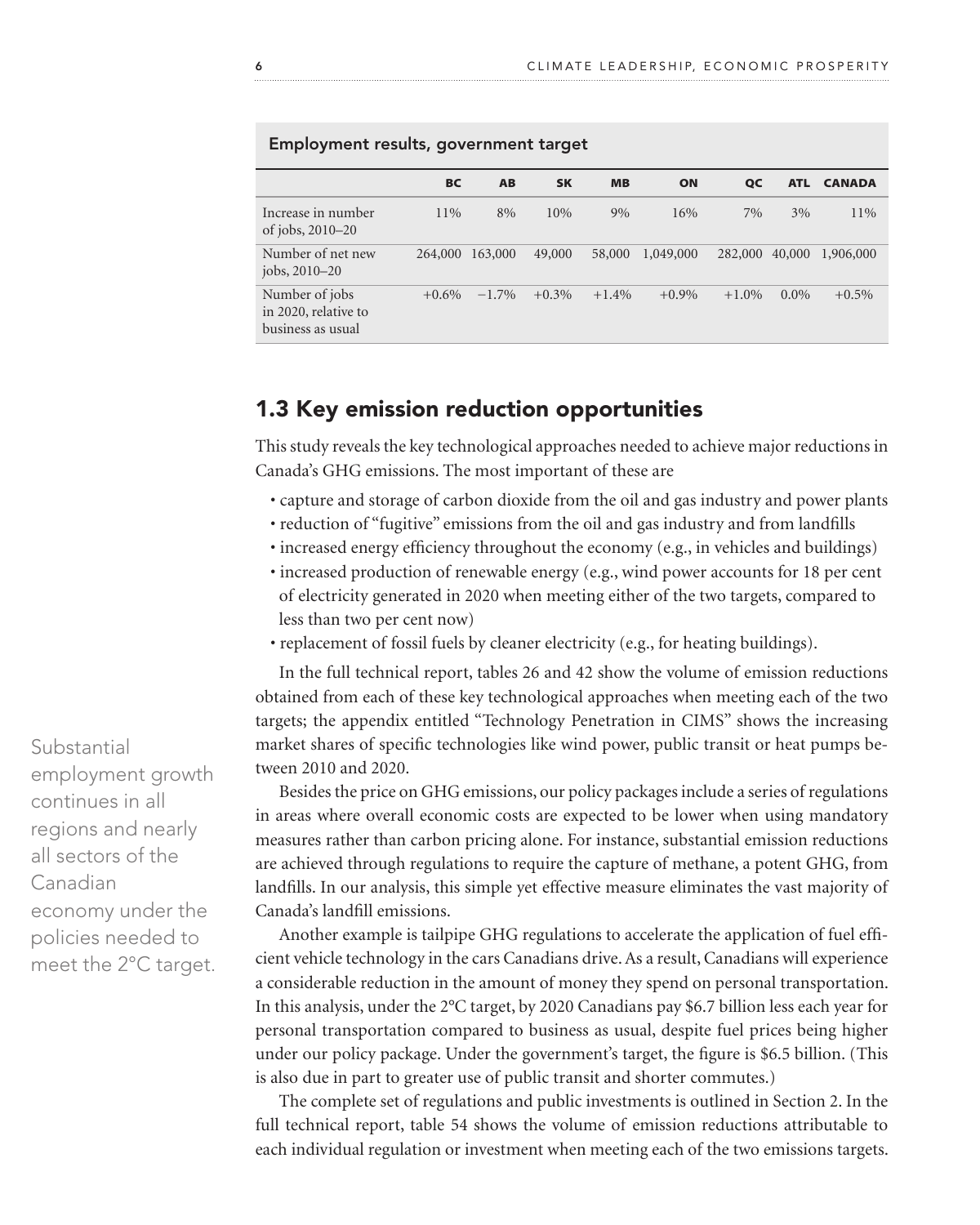**Employment results, government target**

| | BC | AB | SK | MB | ON | QC | ATL | CANADA |
|---|---|---|---|---|---|---|---|---|
| Increase in number of jobs, 2010–20 | 11% | 8% | 10% | 9% | 16% | 7% | 3% | 11% |
| Number of net new jobs, 2010–20 | 264,000 | 163,000 | 49,000 | 58,000 | 1,049,000 | 282,000 | 40,000 | 1,906,000 |
| Number of jobs in 2020, relative to business as usual | +0.6% | −1.7% | +0.3% | +1.4% | +0.9% | +1.0% | 0.0% | +0.5% |

## 1.3 Key emission reduction opportunities

This study reveals the key technological approaches needed to achieve major reductions in Canada's GHG emissions. The most important of these are

- capture and storage of carbon dioxide from the oil and gas industry and power plants
- reduction of "fugitive" emissions from the oil and gas industry and from landfills
- increased energy efficiency throughout the economy (e.g., in vehicles and buildings)
- increased production of renewable energy (e.g., wind power accounts for 18 per cent of electricity generated in 2020 when meeting either of the two targets, compared to less than two per cent now)
- replacement of fossil fuels by cleaner electricity (e.g., for heating buildings).

In the full technical report, tables 26 and 42 show the volume of emission reductions obtained from each of these key technological approaches when meeting each of the two targets; the appendix entitled "Technology Penetration in CIMS" shows the increasing market shares of specific technologies like wind power, public transit or heat pumps between 2010 and 2020.

Besides the price on GHG emissions, our policy packages include a series of regulations in areas where overall economic costs are expected to be lower when using mandatory measures rather than carbon pricing alone. For instance, substantial emission reductions are achieved through regulations to require the capture of methane, a potent GHG, from landfills. In our analysis, this simple yet effective measure eliminates the vast majority of Canada's landfill emissions.

Another example is tailpipe GHG regulations to accelerate the application of fuel efficient vehicle technology in the cars Canadians drive. As a result, Canadians will experience a considerable reduction in the amount of money they spend on personal transportation. In this analysis, under the 2°C target, by 2020 Canadians pay $6.7 billion less each year for personal transportation compared to business as usual, despite fuel prices being higher under our policy package. Under the government's target, the figure is $6.5 billion. (This is also due in part to greater use of public transit and shorter commutes.)

The complete set of regulations and public investments is outlined in Section 2. In the full technical report, table 54 shows the volume of emission reductions attributable to each individual regulation or investment when meeting each of the two emissions targets.

Substantial employment growth continues in all regions and nearly all sectors of the Canadian economy under the policies needed to meet the 2°C target.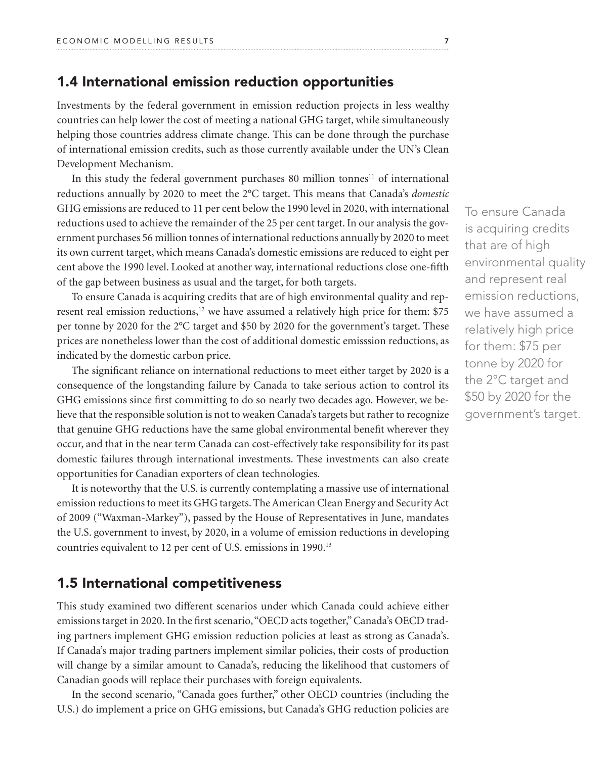## 1.4 International emission reduction opportunities

Investments by the federal government in emission reduction projects in less wealthy countries can help lower the cost of meeting a national GHG target, while simultaneously helping those countries address climate change. This can be done through the purchase of international emission credits, such as those currently available under the UN's Clean Development Mechanism.

In this study the federal government purchases 80 million tonnes[11] of international reductions annually by 2020 to meet the 2°C target. This means that Canada's *domestic* GHG emissions are reduced to 11 per cent below the 1990 level in 2020, with international reductions used to achieve the remainder of the 25 per cent target. In our analysis the government purchases 56 million tonnes of international reductions annually by 2020 to meet its own current target, which means Canada's domestic emissions are reduced to eight per cent above the 1990 level. Looked at another way, international reductions close one-fifth of the gap between business as usual and the target, for both targets.

To ensure Canada is acquiring credits that are of high environmental quality and represent real emission reductions,[12] we have assumed a relatively high price for them: $75 per tonne by 2020 for the 2°C target and $50 by 2020 for the government's target. These prices are nonetheless lower than the cost of additional domestic emisssion reductions, as indicated by the domestic carbon price.

> To ensure Canada is acquiring credits that are of high environmental quality and represent real emission reductions, we have assumed a relatively high price for them: $75 per tonne by 2020 for the 2°C target and $50 by 2020 for the government's target.

The significant reliance on international reductions to meet either target by 2020 is a consequence of the longstanding failure by Canada to take serious action to control its GHG emissions since first committing to do so nearly two decades ago. However, we believe that the responsible solution is not to weaken Canada's targets but rather to recognize that genuine GHG reductions have the same global environmental benefit wherever they occur, and that in the near term Canada can cost-effectively take responsibility for its past domestic failures through international investments. These investments can also create opportunities for Canadian exporters of clean technologies.

It is noteworthy that the U.S. is currently contemplating a massive use of international emission reductions to meet its GHG targets. The American Clean Energy and Security Act of 2009 ("Waxman-Markey"), passed by the House of Representatives in June, mandates the U.S. government to invest, by 2020, in a volume of emission reductions in developing countries equivalent to 12 per cent of U.S. emissions in 1990.[13]

## 1.5 International competitiveness

This study examined two different scenarios under which Canada could achieve either emissions target in 2020. In the first scenario, "OECD acts together," Canada's OECD trading partners implement GHG emission reduction policies at least as strong as Canada's. If Canada's major trading partners implement similar policies, their costs of production will change by a similar amount to Canada's, reducing the likelihood that customers of Canadian goods will replace their purchases with foreign equivalents.

In the second scenario, "Canada goes further," other OECD countries (including the U.S.) do implement a price on GHG emissions, but Canada's GHG reduction policies are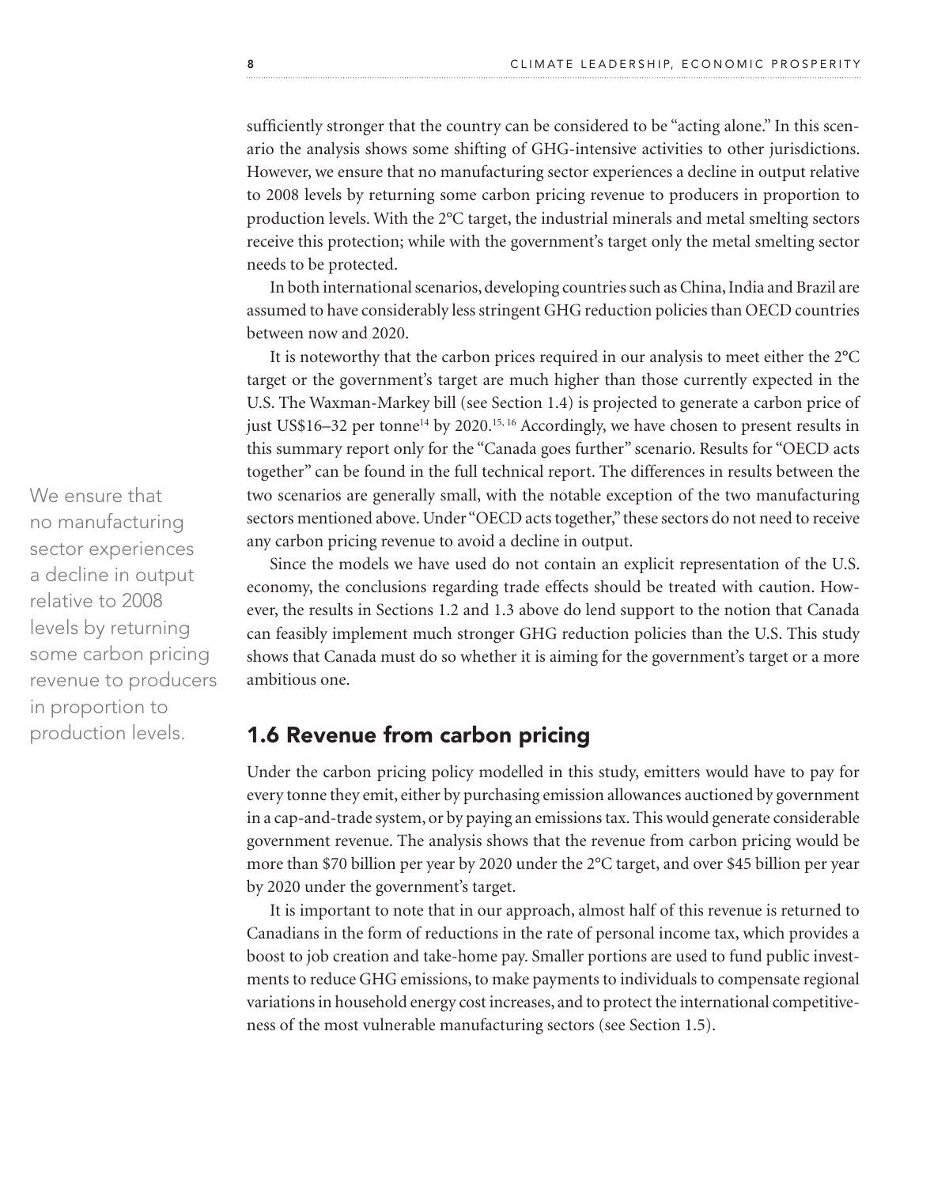sufficiently stronger that the country can be considered to be "acting alone." In this scenario the analysis shows some shifting of GHG-intensive activities to other jurisdictions. However, we ensure that no manufacturing sector experiences a decline in output relative to 2008 levels by returning some carbon pricing revenue to producers in proportion to production levels. With the 2°C target, the industrial minerals and metal smelting sectors receive this protection; while with the government's target only the metal smelting sector needs to be protected.

In both international scenarios, developing countries such as China, India and Brazil are assumed to have considerably less stringent GHG reduction policies than OECD countries between now and 2020.

It is noteworthy that the carbon prices required in our analysis to meet either the 2°C target or the government's target are much higher than those currently expected in the U.S. The Waxman-Markey bill (see Section 1.4) is projected to generate a carbon price of just US$16–32 per tonne[14] by 2020.[15, 16] Accordingly, we have chosen to present results in this summary report only for the "Canada goes further" scenario. Results for "OECD acts together" can be found in the full technical report. The differences in results between the two scenarios are generally small, with the notable exception of the two manufacturing sectors mentioned above. Under "OECD acts together," these sectors do not need to receive any carbon pricing revenue to avoid a decline in output.

Since the models we have used do not contain an explicit representation of the U.S. economy, the conclusions regarding trade effects should be treated with caution. However, the results in Sections 1.2 and 1.3 above do lend support to the notion that Canada can feasibly implement much stronger GHG reduction policies than the U.S. This study shows that Canada must do so whether it is aiming for the government's target or a more ambitious one.

We ensure that no manufacturing sector experiences a decline in output relative to 2008 levels by returning some carbon pricing revenue to producers in proportion to production levels.

## 1.6 Revenue from carbon pricing

Under the carbon pricing policy modelled in this study, emitters would have to pay for every tonne they emit, either by purchasing emission allowances auctioned by government in a cap-and-trade system, or by paying an emissions tax. This would generate considerable government revenue. The analysis shows that the revenue from carbon pricing would be more than $70 billion per year by 2020 under the 2°C target, and over $45 billion per year by 2020 under the government's target.

It is important to note that in our approach, almost half of this revenue is returned to Canadians in the form of reductions in the rate of personal income tax, which provides a boost to job creation and take-home pay. Smaller portions are used to fund public investments to reduce GHG emissions, to make payments to individuals to compensate regional variations in household energy cost increases, and to protect the international competitiveness of the most vulnerable manufacturing sectors (see Section 1.5).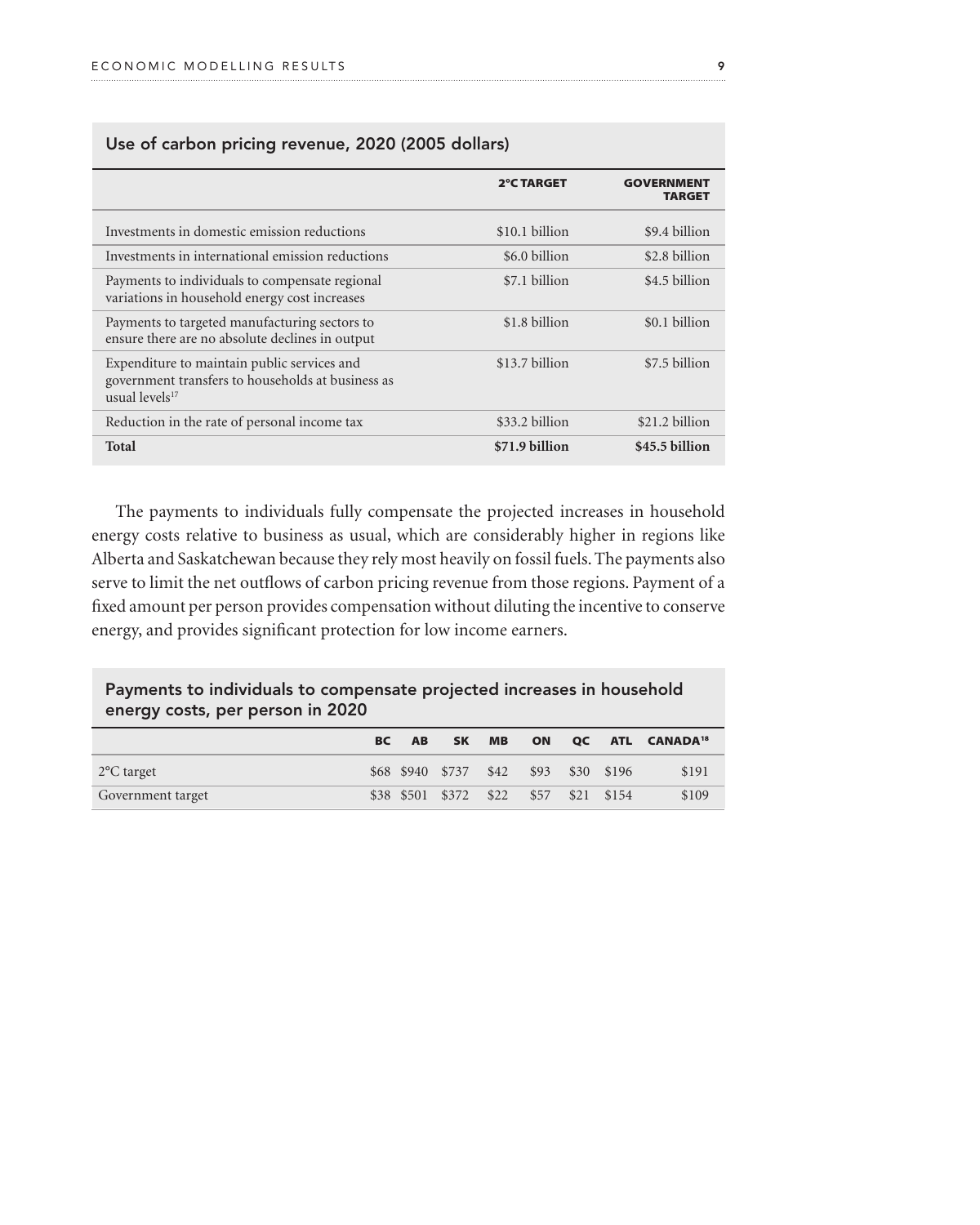## Use of carbon pricing revenue, 2020 (2005 dollars)

| | 2°C TARGET | GOVERNMENT TARGET |
|---|---|---|
| Investments in domestic emission reductions | \$10.1 billion | \$9.4 billion |
| Investments in international emission reductions | \$6.0 billion | \$2.8 billion |
| Payments to individuals to compensate regional variations in household energy cost increases | \$7.1 billion | \$4.5 billion |
| Payments to targeted manufacturing sectors to ensure there are no absolute declines in output | \$1.8 billion | \$0.1 billion |
| Expenditure to maintain public services and government transfers to households at business as usual levels[17] | \$13.7 billion | \$7.5 billion |
| Reduction in the rate of personal income tax | \$33.2 billion | \$21.2 billion |
| **Total** | **\$71.9 billion** | **\$45.5 billion** |

The payments to individuals fully compensate the projected increases in household energy costs relative to business as usual, which are considerably higher in regions like Alberta and Saskatchewan because they rely most heavily on fossil fuels. The payments also serve to limit the net outflows of carbon pricing revenue from those regions. Payment of a fixed amount per person provides compensation without diluting the incentive to conserve energy, and provides significant protection for low income earners.

## Payments to individuals to compensate projected increases in household energy costs, per person in 2020

| | BC | AB | SK | MB | ON | QC | ATL | CANADA[18] |
|---|---|---|---|---|---|---|---|---|
| 2°C target | \$68 | \$940 | \$737 | \$42 | \$93 | \$30 | \$196 | \$191 |
| Government target | \$38 | \$501 | \$372 | \$22 | \$57 | \$21 | \$154 | \$109 |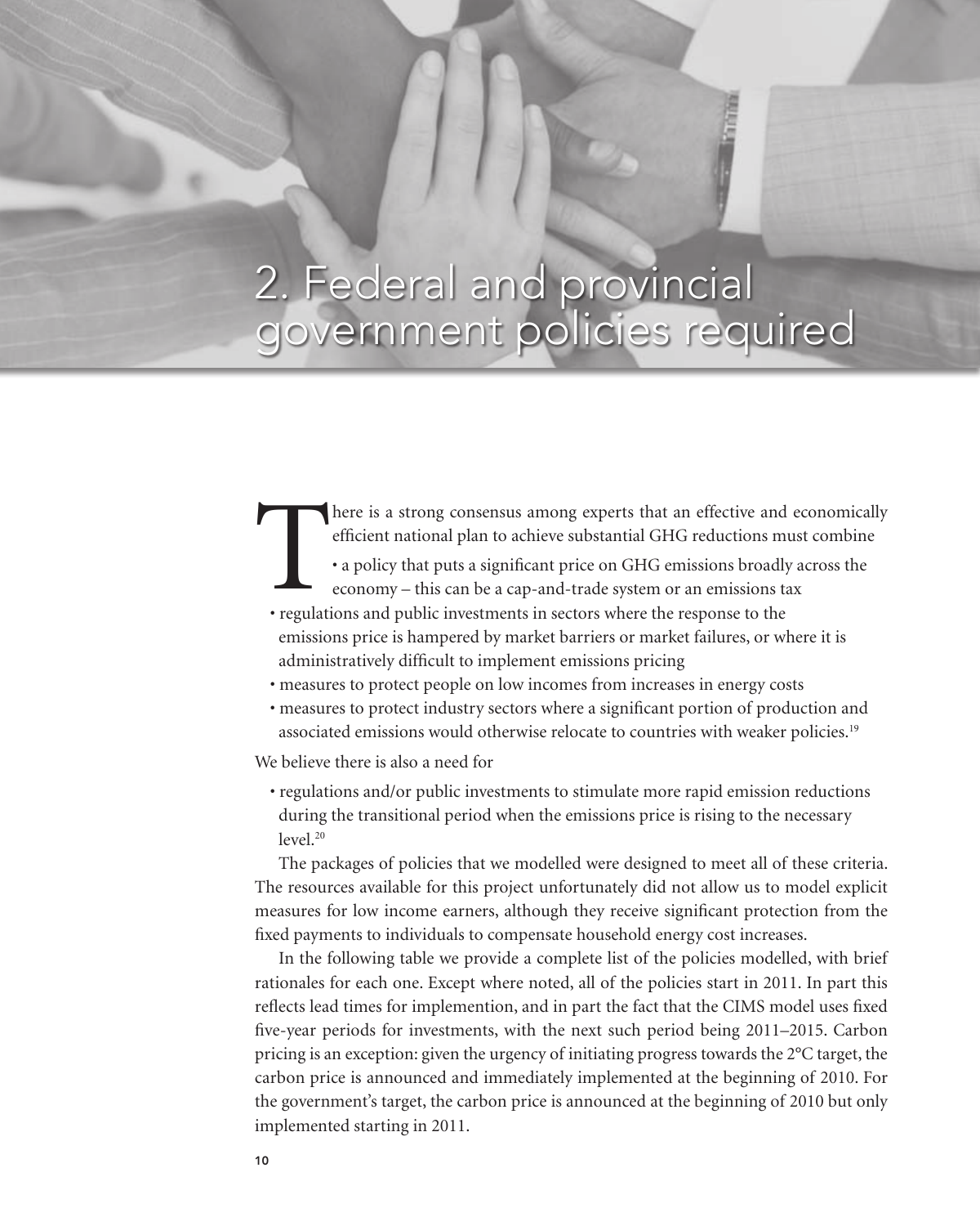# 2. Federal and provincial government policies required

There is a strong consensus among experts that an effective and economically efficient national plan to achieve substantial GHG reductions must combine

- a policy that puts a significant price on GHG emissions broadly across the economy – this can be a cap-and-trade system or an emissions tax
- regulations and public investments in sectors where the response to the emissions price is hampered by market barriers or market failures, or where it is administratively difficult to implement emissions pricing
- measures to protect people on low incomes from increases in energy costs
- measures to protect industry sectors where a significant portion of production and associated emissions would otherwise relocate to countries with weaker policies.[19]

We believe there is also a need for

- regulations and/or public investments to stimulate more rapid emission reductions during the transitional period when the emissions price is rising to the necessary level.[20]

The packages of policies that we modelled were designed to meet all of these criteria. The resources available for this project unfortunately did not allow us to model explicit measures for low income earners, although they receive significant protection from the fixed payments to individuals to compensate household energy cost increases.

In the following table we provide a complete list of the policies modelled, with brief rationales for each one. Except where noted, all of the policies start in 2011. In part this reflects lead times for implemention, and in part the fact that the CIMS model uses fixed five-year periods for investments, with the next such period being 2011–2015. Carbon pricing is an exception: given the urgency of initiating progress towards the 2°C target, the carbon price is announced and immediately implemented at the beginning of 2010. For the government's target, the carbon price is announced at the beginning of 2010 but only implemented starting in 2011.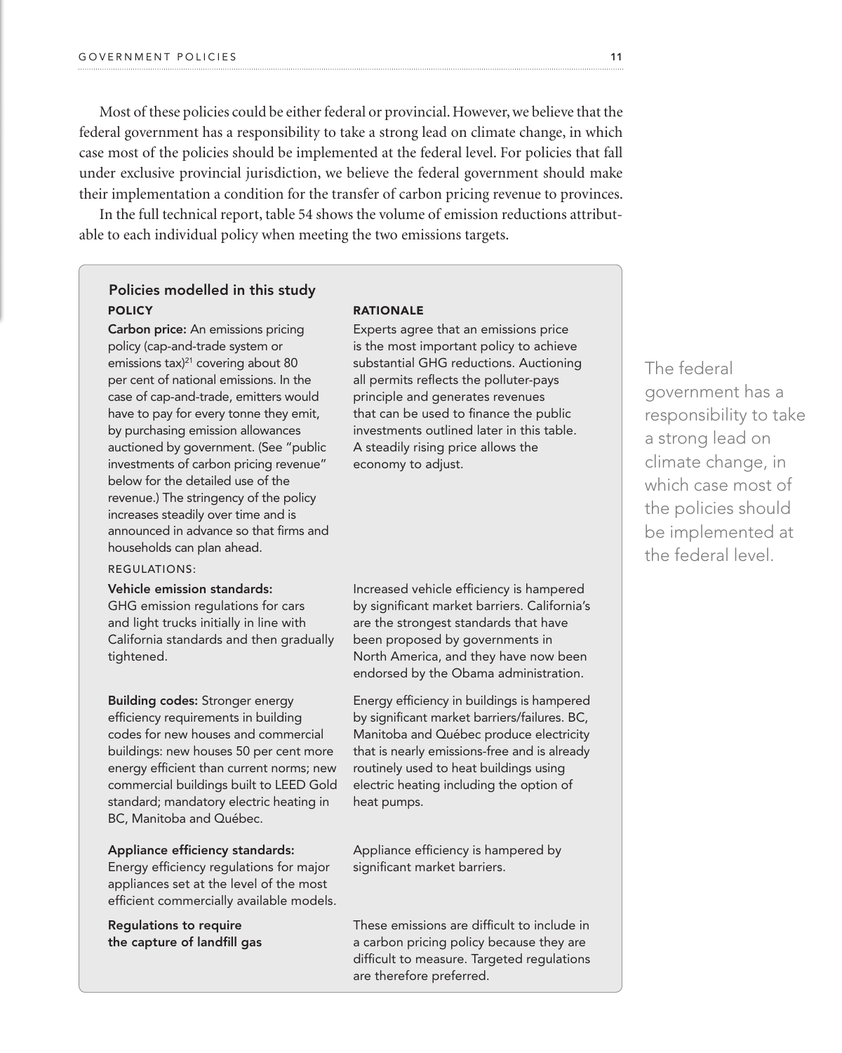Most of these policies could be either federal or provincial. However, we believe that the federal government has a responsibility to take a strong lead on climate change, in which case most of the policies should be implemented at the federal level. For policies that fall under exclusive provincial jurisdiction, we believe the federal government should make their implementation a condition for the transfer of carbon pricing revenue to provinces.

In the full technical report, table 54 shows the volume of emission reductions attributable to each individual policy when meeting the two emissions targets.

> The federal government has a responsibility to take a strong lead on climate change, in which case most of the policies should be implemented at the federal level.

### Policies modelled in this study

| POLICY | RATIONALE |
|---|---|
| **Carbon price:** An emissions pricing policy (cap-and-trade system or emissions tax)[21] covering about 80 per cent of national emissions. In the case of cap-and-trade, emitters would have to pay for every tonne they emit, by purchasing emission allowances auctioned by government. (See "public investments of carbon pricing revenue" below for the detailed use of the revenue.) The stringency of the policy increases steadily over time and is announced in advance so that firms and households can plan ahead. | Experts agree that an emissions price is the most important policy to achieve substantial GHG reductions. Auctioning all permits reflects the polluter-pays principle and generates revenues that can be used to finance the public investments outlined later in this table. A steadily rising price allows the economy to adjust. |
| REGULATIONS: | |
| **Vehicle emission standards:** GHG emission regulations for cars and light trucks initially in line with California standards and then gradually tightened. | Increased vehicle efficiency is hampered by significant market barriers. California's are the strongest standards that have been proposed by governments in North America, and they have now been endorsed by the Obama administration. |
| **Building codes:** Stronger energy efficiency requirements in building codes for new houses and commercial buildings: new houses 50 per cent more energy efficient than current norms; new commercial buildings built to LEED Gold standard; mandatory electric heating in BC, Manitoba and Québec. | Energy efficiency in buildings is hampered by significant market barriers/failures. BC, Manitoba and Québec produce electricity that is nearly emissions-free and is already routinely used to heat buildings using electric heating including the option of heat pumps. |
| **Appliance efficiency standards:** Energy efficiency regulations for major appliances set at the level of the most efficient commercially available models. | Appliance efficiency is hampered by significant market barriers. |
| **Regulations to require the capture of landfill gas** | These emissions are difficult to include in a carbon pricing policy because they are difficult to measure. Targeted regulations are therefore preferred. |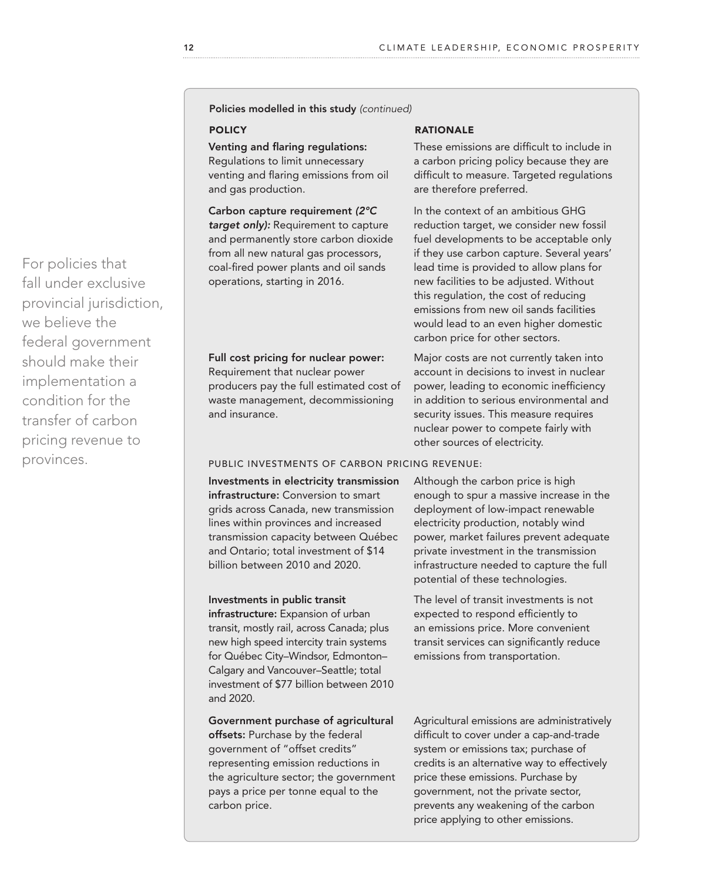For policies that fall under exclusive provincial jurisdiction, we believe the federal government should make their implementation a condition for the transfer of carbon pricing revenue to provinces.

**Policies modelled in this study** *(continued)*

| POLICY | RATIONALE |
|---|---|
| **Venting and flaring regulations:** Regulations to limit unnecessary venting and flaring emissions from oil and gas production. | These emissions are difficult to include in a carbon pricing policy because they are difficult to measure. Targeted regulations are therefore preferred. |
| **Carbon capture requirement *(2°C target only)*:** Requirement to capture and permanently store carbon dioxide from all new natural gas processors, coal-fired power plants and oil sands operations, starting in 2016. | In the context of an ambitious GHG reduction target, we consider new fossil fuel developments to be acceptable only if they use carbon capture. Several years' lead time is provided to allow plans for new facilities to be adjusted. Without this regulation, the cost of reducing emissions from new oil sands facilities would lead to an even higher domestic carbon price for other sectors. |
| **Full cost pricing for nuclear power:** Requirement that nuclear power producers pay the full estimated cost of waste management, decommissioning and insurance. | Major costs are not currently taken into account in decisions to invest in nuclear power, leading to economic inefficiency in addition to serious environmental and security issues. This measure requires nuclear power to compete fairly with other sources of electricity. |
| PUBLIC INVESTMENTS OF CARBON PRICING REVENUE: | |
| **Investments in electricity transmission infrastructure:** Conversion to smart grids across Canada, new transmission lines within provinces and increased transmission capacity between Québec and Ontario; total investment of \$14 billion between 2010 and 2020. | Although the carbon price is high enough to spur a massive increase in the deployment of low-impact renewable electricity production, notably wind power, market failures prevent adequate private investment in the transmission infrastructure needed to capture the full potential of these technologies. |
| **Investments in public transit infrastructure:** Expansion of urban transit, mostly rail, across Canada; plus new high speed intercity train systems for Québec City–Windsor, Edmonton–Calgary and Vancouver–Seattle; total investment of \$77 billion between 2010 and 2020. | The level of transit investments is not expected to respond efficiently to an emissions price. More convenient transit services can significantly reduce emissions from transportation. |
| **Government purchase of agricultural offsets:** Purchase by the federal government of "offset credits" representing emission reductions in the agriculture sector; the government pays a price per tonne equal to the carbon price. | Agricultural emissions are administratively difficult to cover under a cap-and-trade system or emissions tax; purchase of credits is an alternative way to effectively price these emissions. Purchase by government, not the private sector, prevents any weakening of the carbon price applying to other emissions. |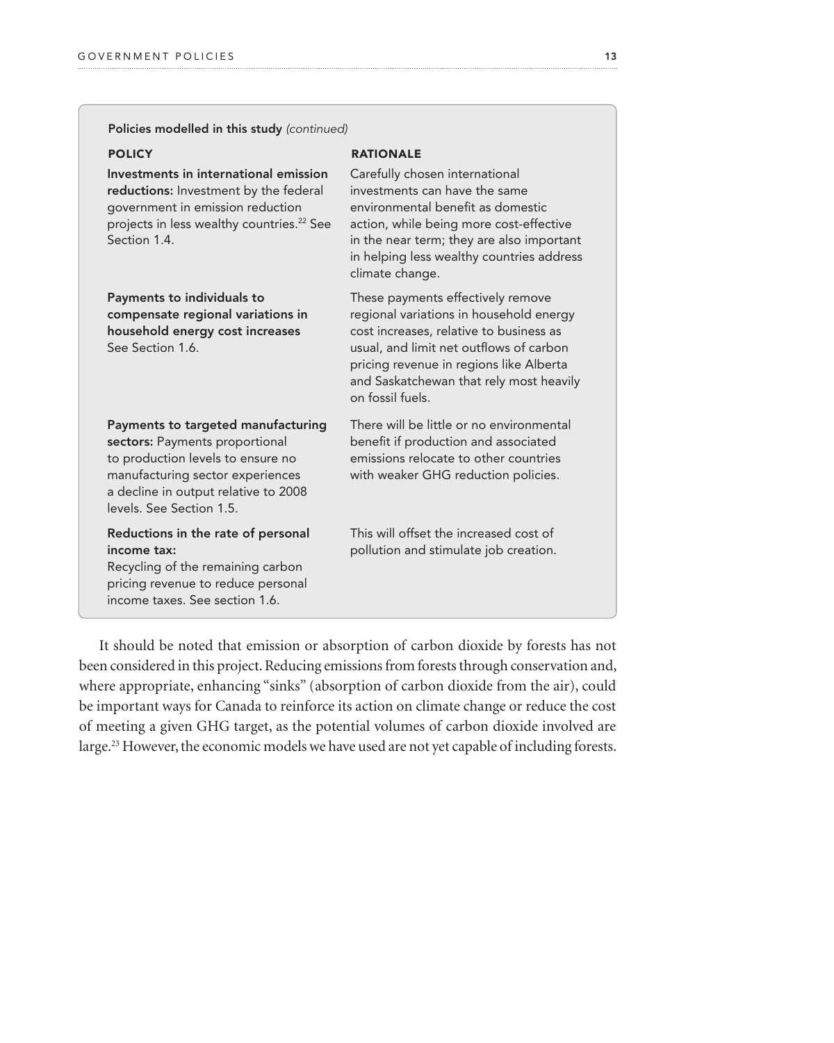**Policies modelled in this study** *(continued)*

| POLICY | RATIONALE |
|---|---|
| **Investments in international emission reductions:** Investment by the federal government in emission reduction projects in less wealthy countries.[22] See Section 1.4. | Carefully chosen international investments can have the same environmental benefit as domestic action, while being more cost-effective in the near term; they are also important in helping less wealthy countries address climate change. |
| **Payments to individuals to compensate regional variations in household energy cost increases** See Section 1.6. | These payments effectively remove regional variations in household energy cost increases, relative to business as usual, and limit net outflows of carbon pricing revenue in regions like Alberta and Saskatchewan that rely most heavily on fossil fuels. |
| **Payments to targeted manufacturing sectors:** Payments proportional to production levels to ensure no manufacturing sector experiences a decline in output relative to 2008 levels. See Section 1.5. | There will be little or no environmental benefit if production and associated emissions relocate to other countries with weaker GHG reduction policies. |
| **Reductions in the rate of personal income tax:** Recycling of the remaining carbon pricing revenue to reduce personal income taxes. See section 1.6. | This will offset the increased cost of pollution and stimulate job creation. |

It should be noted that emission or absorption of carbon dioxide by forests has not been considered in this project. Reducing emissions from forests through conservation and, where appropriate, enhancing "sinks" (absorption of carbon dioxide from the air), could be important ways for Canada to reinforce its action on climate change or reduce the cost of meeting a given GHG target, as the potential volumes of carbon dioxide involved are large.[23] However, the economic models we have used are not yet capable of including forests.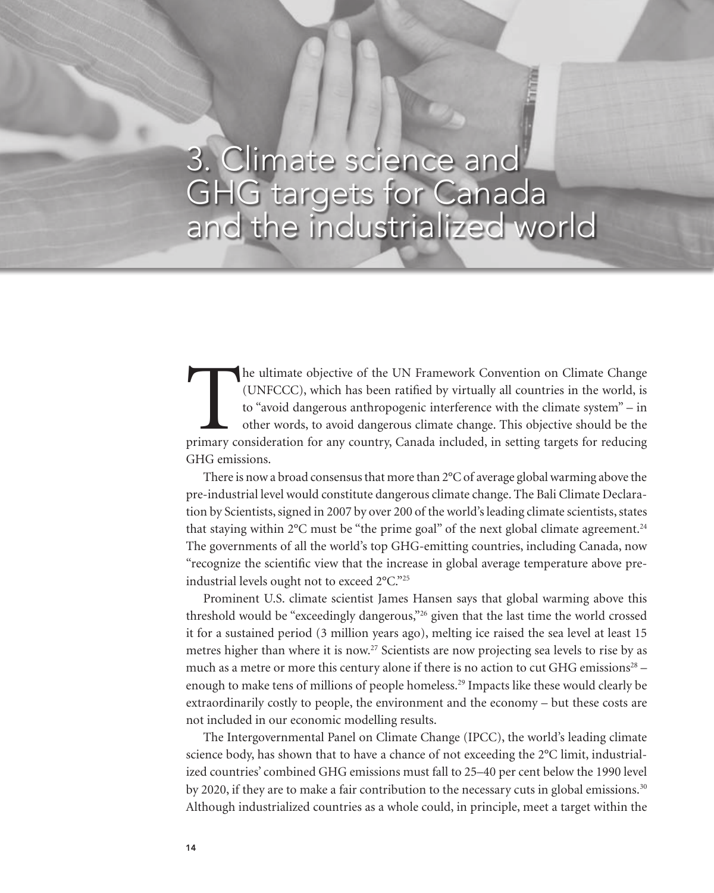# 3. Climate science and GHG targets for Canada and the industrialized world

The ultimate objective of the UN Framework Convention on Climate Change (UNFCCC), which has been ratified by virtually all countries in the world, is to "avoid dangerous anthropogenic interference with the climate system" – in other words, to avoid dangerous climate change. This objective should be the primary consideration for any country, Canada included, in setting targets for reducing GHG emissions.

There is now a broad consensus that more than 2°C of average global warming above the pre-industrial level would constitute dangerous climate change. The Bali Climate Declaration by Scientists, signed in 2007 by over 200 of the world's leading climate scientists, states that staying within 2°C must be "the prime goal" of the next global climate agreement.[24] The governments of all the world's top GHG-emitting countries, including Canada, now "recognize the scientific view that the increase in global average temperature above pre-industrial levels ought not to exceed 2°C."[25]

Prominent U.S. climate scientist James Hansen says that global warming above this threshold would be "exceedingly dangerous,"[26] given that the last time the world crossed it for a sustained period (3 million years ago), melting ice raised the sea level at least 15 metres higher than where it is now.[27] Scientists are now projecting sea levels to rise by as much as a metre or more this century alone if there is no action to cut GHG emissions[28] – enough to make tens of millions of people homeless.[29] Impacts like these would clearly be extraordinarily costly to people, the environment and the economy – but these costs are not included in our economic modelling results.

The Intergovernmental Panel on Climate Change (IPCC), the world's leading climate science body, has shown that to have a chance of not exceeding the 2°C limit, industrialized countries' combined GHG emissions must fall to 25–40 per cent below the 1990 level by 2020, if they are to make a fair contribution to the necessary cuts in global emissions.[30] Although industrialized countries as a whole could, in principle, meet a target within the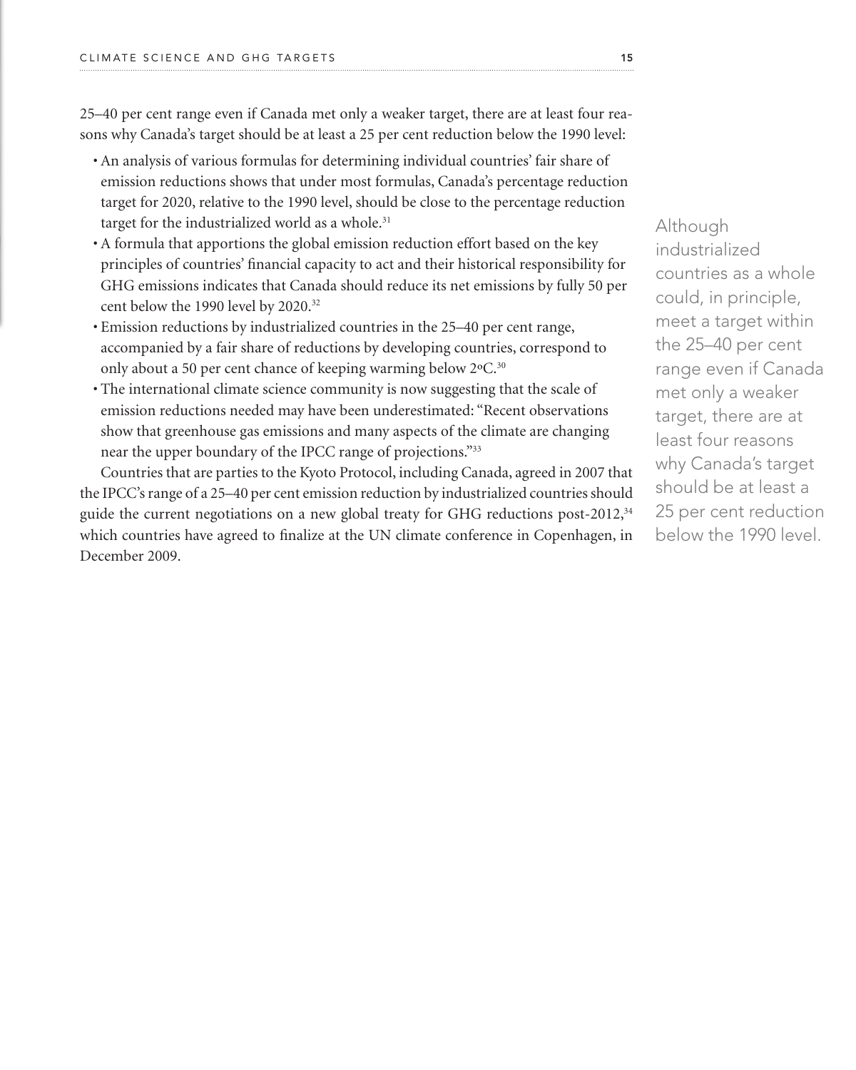25–40 per cent range even if Canada met only a weaker target, there are at least four reasons why Canada's target should be at least a 25 per cent reduction below the 1990 level:

- An analysis of various formulas for determining individual countries' fair share of emission reductions shows that under most formulas, Canada's percentage reduction target for 2020, relative to the 1990 level, should be close to the percentage reduction target for the industrialized world as a whole.[31]
- A formula that apportions the global emission reduction effort based on the key principles of countries' financial capacity to act and their historical responsibility for GHG emissions indicates that Canada should reduce its net emissions by fully 50 per cent below the 1990 level by 2020.[32]
- Emission reductions by industrialized countries in the 25–40 per cent range, accompanied by a fair share of reductions by developing countries, correspond to only about a 50 per cent chance of keeping warming below 2ºC.[30]
- The international climate science community is now suggesting that the scale of emission reductions needed may have been underestimated: "Recent observations show that greenhouse gas emissions and many aspects of the climate are changing near the upper boundary of the IPCC range of projections."[33]

Countries that are parties to the Kyoto Protocol, including Canada, agreed in 2007 that the IPCC's range of a 25–40 per cent emission reduction by industrialized countries should guide the current negotiations on a new global treaty for GHG reductions post-2012,[34] which countries have agreed to finalize at the UN climate conference in Copenhagen, in December 2009.

Although industrialized countries as a whole could, in principle, meet a target within the 25–40 per cent range even if Canada met only a weaker target, there are at least four reasons why Canada's target should be at least a 25 per cent reduction below the 1990 level.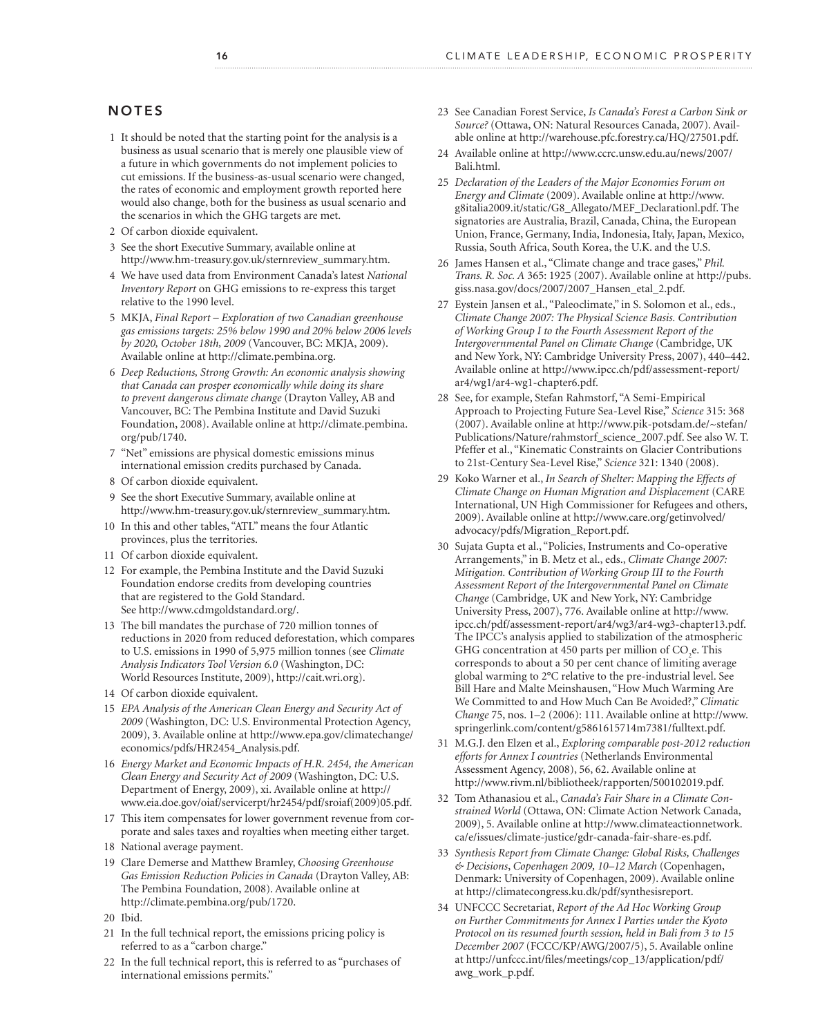## NOTES

1. It should be noted that the starting point for the analysis is a business as usual scenario that is merely one plausible view of a future in which governments do not implement policies to cut emissions. If the business-as-usual scenario were changed, the rates of economic and employment growth reported here would also change, both for the business as usual scenario and the scenarios in which the GHG targets are met.
2. Of carbon dioxide equivalent.
3. See the short Executive Summary, available online at http://www.hm-treasury.gov.uk/sternreview_summary.htm.
4. We have used data from Environment Canada's latest *National Inventory Report* on GHG emissions to re-express this target relative to the 1990 level.
5. MKJA, *Final Report – Exploration of two Canadian greenhouse gas emissions targets: 25% below 1990 and 20% below 2006 levels by 2020, October 18th, 2009* (Vancouver, BC: MKJA, 2009). Available online at http://climate.pembina.org.
6. *Deep Reductions, Strong Growth: An economic analysis showing that Canada can prosper economically while doing its share to prevent dangerous climate change* (Drayton Valley, AB and Vancouver, BC: The Pembina Institute and David Suzuki Foundation, 2008). Available online at http://climate.pembina.org/pub/1740.
7. "Net" emissions are physical domestic emissions minus international emission credits purchased by Canada.
8. Of carbon dioxide equivalent.
9. See the short Executive Summary, available online at http://www.hm-treasury.gov.uk/sternreview_summary.htm.
10. In this and other tables, "ATL" means the four Atlantic provinces, plus the territories.
11. Of carbon dioxide equivalent.
12. For example, the Pembina Institute and the David Suzuki Foundation endorse credits from developing countries that are registered to the Gold Standard. See http://www.cdmgoldstandard.org/.
13. The bill mandates the purchase of 720 million tonnes of reductions in 2020 from reduced deforestation, which compares to U.S. emissions in 1990 of 5,975 million tonnes (see *Climate Analysis Indicators Tool Version 6.0* (Washington, DC: World Resources Institute, 2009), http://cait.wri.org).
14. Of carbon dioxide equivalent.
15. *EPA Analysis of the American Clean Energy and Security Act of 2009* (Washington, DC: U.S. Environmental Protection Agency, 2009), 3. Available online at http://www.epa.gov/climatechange/economics/pdfs/HR2454_Analysis.pdf.
16. *Energy Market and Economic Impacts of H.R. 2454, the American Clean Energy and Security Act of 2009* (Washington, DC: U.S. Department of Energy, 2009), xi. Available online at http://www.eia.doe.gov/oiaf/servicerpt/hr2454/pdf/sroiaf(2009)05.pdf.
17. This item compensates for lower government revenue from corporate and sales taxes and royalties when meeting either target.
18. National average payment.
19. Clare Demerse and Matthew Bramley, *Choosing Greenhouse Gas Emission Reduction Policies in Canada* (Drayton Valley, AB: The Pembina Foundation, 2008). Available online at http://climate.pembina.org/pub/1720.
20. Ibid.
21. In the full technical report, the emissions pricing policy is referred to as a "carbon charge."
22. In the full technical report, this is referred to as "purchases of international emissions permits."
23. See Canadian Forest Service, *Is Canada's Forest a Carbon Sink or Source?* (Ottawa, ON: Natural Resources Canada, 2007). Available online at http://warehouse.pfc.forestry.ca/HQ/27501.pdf.
24. Available online at http://www.ccrc.unsw.edu.au/news/2007/Bali.html.
25. *Declaration of the Leaders of the Major Economies Forum on Energy and Climate* (2009). Available online at http://www.g8italia2009.it/static/G8_Allegato/MEF_Declarationl.pdf. The signatories are Australia, Brazil, Canada, China, the European Union, France, Germany, India, Indonesia, Italy, Japan, Mexico, Russia, South Africa, South Korea, the U.K. and the U.S.
26. James Hansen et al., "Climate change and trace gases," *Phil. Trans. R. Soc. A* 365: 1925 (2007). Available online at http://pubs.giss.nasa.gov/docs/2007/2007_Hansen_etal_2.pdf.
27. Eystein Jansen et al., "Paleoclimate," in S. Solomon et al., eds., *Climate Change 2007: The Physical Science Basis. Contribution of Working Group I to the Fourth Assessment Report of the Intergovernmental Panel on Climate Change* (Cambridge, UK and New York, NY: Cambridge University Press, 2007), 440–442. Available online at http://www.ipcc.ch/pdf/assessment-report/ar4/wg1/ar4-wg1-chapter6.pdf.
28. See, for example, Stefan Rahmstorf, "A Semi-Empirical Approach to Projecting Future Sea-Level Rise," *Science* 315: 368 (2007). Available online at http://www.pik-potsdam.de/~stefan/Publications/Nature/rahmstorf_science_2007.pdf. See also W. T. Pfeffer et al., "Kinematic Constraints on Glacier Contributions to 21st-Century Sea-Level Rise," *Science* 321: 1340 (2008).
29. Koko Warner et al., *In Search of Shelter: Mapping the Effects of Climate Change on Human Migration and Displacement* (CARE International, UN High Commissioner for Refugees and others, 2009). Available online at http://www.care.org/getinvolved/advocacy/pdfs/Migration_Report.pdf.
30. Sujata Gupta et al., "Policies, Instruments and Co-operative Arrangements," in B. Metz et al., eds., *Climate Change 2007: Mitigation. Contribution of Working Group III to the Fourth Assessment Report of the Intergovernmental Panel on Climate Change* (Cambridge, UK and New York, NY: Cambridge University Press, 2007), 776. Available online at http://www.ipcc.ch/pdf/assessment-report/ar4/wg3/ar4-wg3-chapter13.pdf. The IPCC's analysis applied to stabilization of the atmospheric GHG concentration at 450 parts per million of $CO_2$e. This corresponds to about a 50 per cent chance of limiting average global warming to 2°C relative to the pre-industrial level. See Bill Hare and Malte Meinshausen, "How Much Warming Are We Committed to and How Much Can Be Avoided?," *Climatic Change* 75, nos. 1–2 (2006): 111. Available online at http://www.springerlink.com/content/g5861615714m7381/fulltext.pdf.
31. M.G.J. den Elzen et al., *Exploring comparable post-2012 reduction efforts for Annex I countries* (Netherlands Environmental Assessment Agency, 2008), 56, 62. Available online at http://www.rivm.nl/bibliotheek/rapporten/500102019.pdf.
32. Tom Athanasiou et al., *Canada's Fair Share in a Climate Constrained World* (Ottawa, ON: Climate Action Network Canada, 2009), 5. Available online at http://www.climateactionnetwork.ca/e/issues/climate-justice/gdr-canada-fair-share-es.pdf.
33. *Synthesis Report from Climate Change: Global Risks, Challenges & Decisions, Copenhagen 2009, 10–12 March* (Copenhagen, Denmark: University of Copenhagen, 2009). Available online at http://climatecongress.ku.dk/pdf/synthesisreport.
34. UNFCCC Secretariat, *Report of the Ad Hoc Working Group on Further Commitments for Annex I Parties under the Kyoto Protocol on its resumed fourth session, held in Bali from 3 to 15 December 2007* (FCCC/KP/AWG/2007/5), 5. Available online at http://unfccc.int/files/meetings/cop_13/application/pdf/awg_work_p.pdf.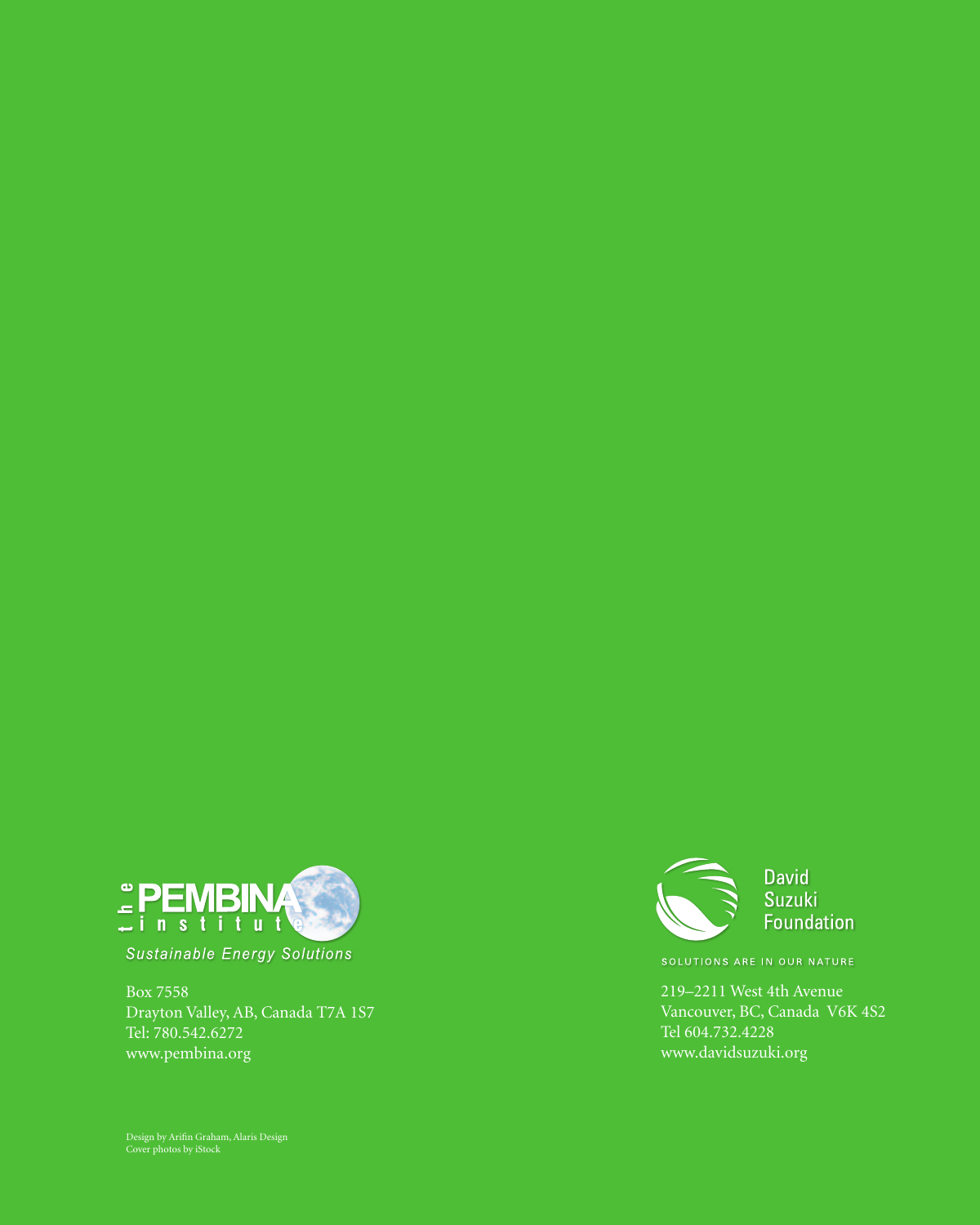the PEMBINA institute

*Sustainable Energy Solutions*

Box 7558
Drayton Valley, AB, Canada T7A 1S7
Tel: 780.542.6272
www.pembina.org

David Suzuki Foundation

SOLUTIONS ARE IN OUR NATURE

219–2211 West 4th Avenue
Vancouver, BC, Canada V6K 4S2
Tel 604.732.4228
www.davidsuzuki.org

Design by Arifin Graham, Alaris Design
Cover photos by iStock